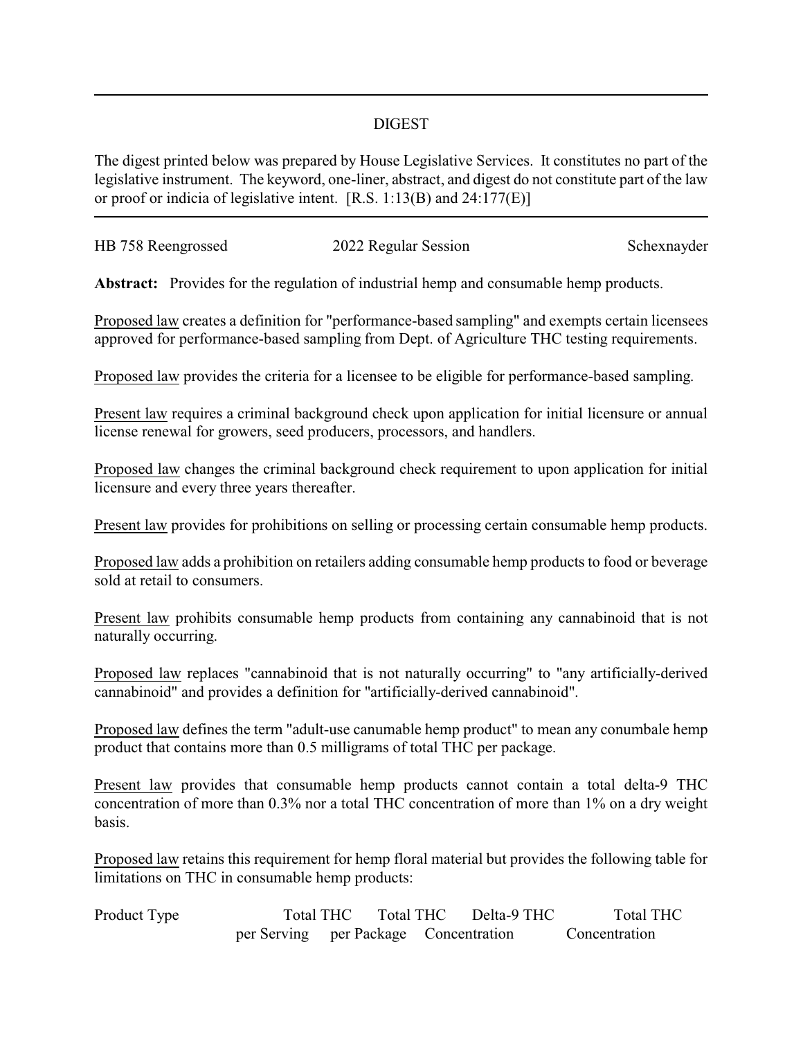## DIGEST

The digest printed below was prepared by House Legislative Services. It constitutes no part of the legislative instrument. The keyword, one-liner, abstract, and digest do not constitute part of the law or proof or indicia of legislative intent. [R.S. 1:13(B) and 24:177(E)]

HB 758 Reengrossed | 2022 Regular Session | Schexnayder

**Abstract:** Provides for the regulation of industrial hemp and consumable hemp products.

Proposed law creates a definition for "performance-based sampling" and exempts certain licensees approved for performance-based sampling from Dept. of Agriculture THC testing requirements.

Proposed law provides the criteria for a licensee to be eligible for performance-based sampling.

Present law requires a criminal background check upon application for initial licensure or annual license renewal for growers, seed producers, processors, and handlers.

Proposed law changes the criminal background check requirement to upon application for initial licensure and every three years thereafter.

Present law provides for prohibitions on selling or processing certain consumable hemp products.

Proposed law adds a prohibition on retailers adding consumable hemp products to food or beverage sold at retail to consumers.

Present law prohibits consumable hemp products from containing any cannabinoid that is not naturally occurring.

Proposed law replaces "cannabinoid that is not naturally occurring" to "any artificially-derived cannabinoid" and provides a definition for "artificially-derived cannabinoid".

Proposed law defines the term "adult-use canumable hemp product" to mean any conumbale hemp product that contains more than 0.5 milligrams of total THC per package.

Present law provides that consumable hemp products cannot contain a total delta-9 THC concentration of more than 0.3% nor a total THC concentration of more than 1% on a dry weight basis.

Proposed law retains this requirement for hemp floral material but provides the following table for limitations on THC in consumable hemp products:

| Product Type | Total THC per Serving | Total THC per Package | Delta-9 THC Concentration | Total THC Concentration |
|---|---|---|---|---|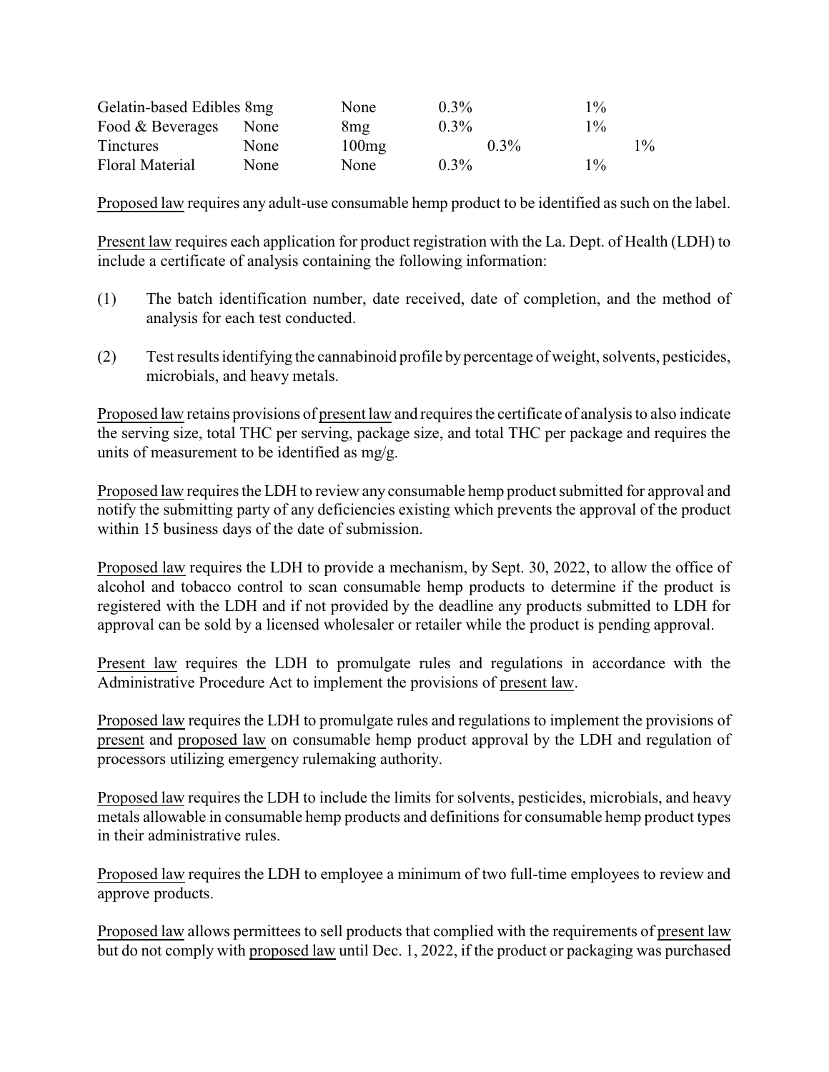| | | | | |
|---|---|---|---|---|
| Gelatin-based Edibles | 8mg | None | 0.3% | 1% |
| Food & Beverages | None | 8mg | 0.3% | 1% |
| Tinctures | None | 100mg | 0.3% | 1% |
| Floral Material | None | None | 0.3% | 1% |

Proposed law requires any adult-use consumable hemp product to be identified as such on the label.

Present law requires each application for product registration with the La. Dept. of Health (LDH) to include a certificate of analysis containing the following information:

(1) The batch identification number, date received, date of completion, and the method of analysis for each test conducted.

(2) Test results identifying the cannabinoid profile by percentage of weight, solvents, pesticides, microbials, and heavy metals.

Proposed law retains provisions of present law and requires the certificate of analysis to also indicate the serving size, total THC per serving, package size, and total THC per package and requires the units of measurement to be identified as mg/g.

Proposed law requires the LDH to review any consumable hemp product submitted for approval and notify the submitting party of any deficiencies existing which prevents the approval of the product within 15 business days of the date of submission.

Proposed law requires the LDH to provide a mechanism, by Sept. 30, 2022, to allow the office of alcohol and tobacco control to scan consumable hemp products to determine if the product is registered with the LDH and if not provided by the deadline any products submitted to LDH for approval can be sold by a licensed wholesaler or retailer while the product is pending approval.

Present law requires the LDH to promulgate rules and regulations in accordance with the Administrative Procedure Act to implement the provisions of present law.

Proposed law requires the LDH to promulgate rules and regulations to implement the provisions of present and proposed law on consumable hemp product approval by the LDH and regulation of processors utilizing emergency rulemaking authority.

Proposed law requires the LDH to include the limits for solvents, pesticides, microbials, and heavy metals allowable in consumable hemp products and definitions for consumable hemp product types in their administrative rules.

Proposed law requires the LDH to employee a minimum of two full-time employees to review and approve products.

Proposed law allows permittees to sell products that complied with the requirements of present law but do not comply with proposed law until Dec. 1, 2022, if the product or packaging was purchased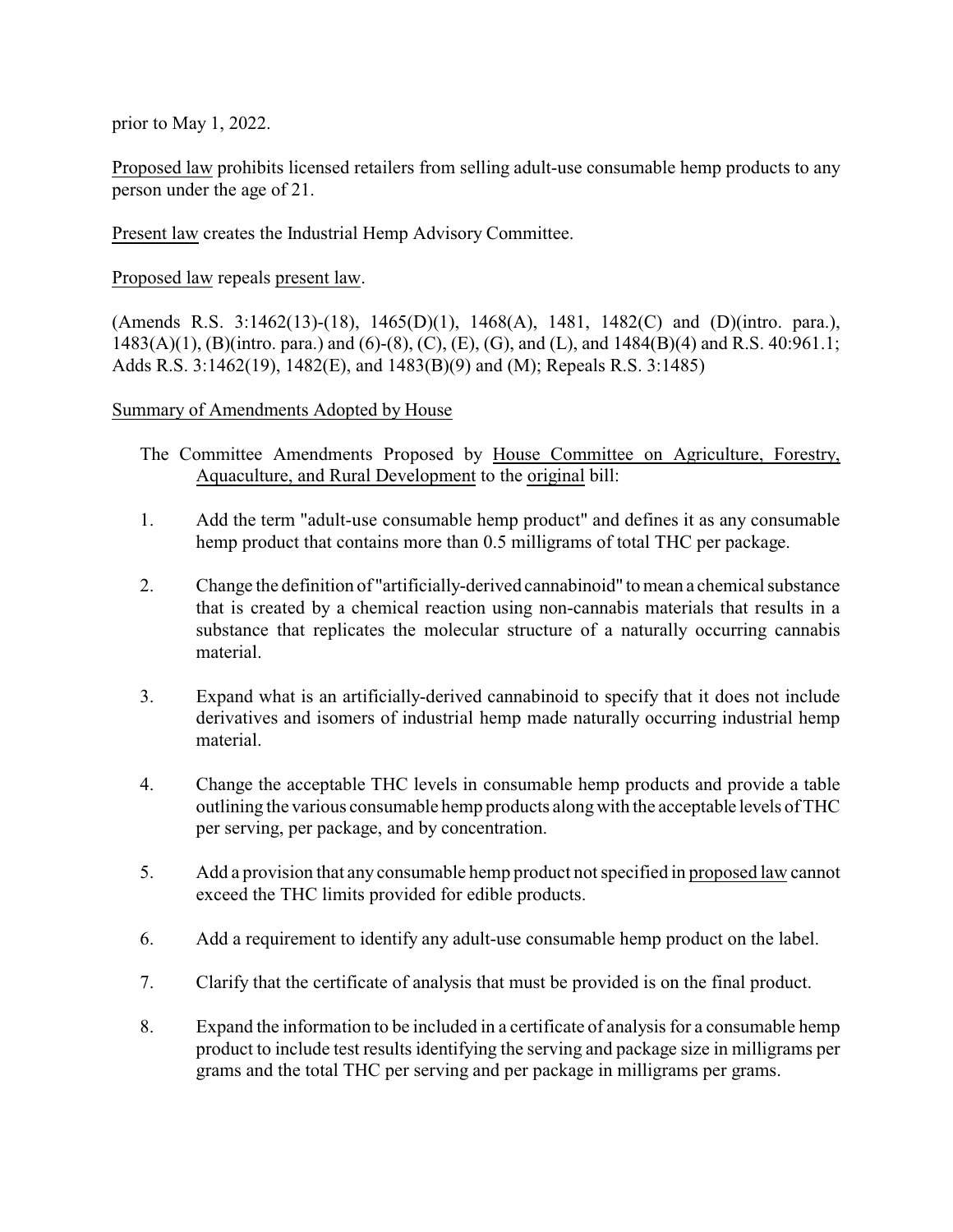prior to May 1, 2022.

Proposed law prohibits licensed retailers from selling adult-use consumable hemp products to any person under the age of 21.

Present law creates the Industrial Hemp Advisory Committee.

Proposed law repeals present law.

(Amends R.S. 3:1462(13)-(18), 1465(D)(1), 1468(A), 1481, 1482(C) and (D)(intro. para.), 1483(A)(1), (B)(intro. para.) and (6)-(8), (C), (E), (G), and (L), and 1484(B)(4) and R.S. 40:961.1; Adds R.S. 3:1462(19), 1482(E), and 1483(B)(9) and (M); Repeals R.S. 3:1485)

Summary of Amendments Adopted by House

The Committee Amendments Proposed by House Committee on Agriculture, Forestry, Aquaculture, and Rural Development to the original bill:

1. Add the term "adult-use consumable hemp product" and defines it as any consumable hemp product that contains more than 0.5 milligrams of total THC per package.

2. Change the definition of "artificially-derived cannabinoid" to mean a chemical substance that is created by a chemical reaction using non-cannabis materials that results in a substance that replicates the molecular structure of a naturally occurring cannabis material.

3. Expand what is an artificially-derived cannabinoid to specify that it does not include derivatives and isomers of industrial hemp made naturally occurring industrial hemp material.

4. Change the acceptable THC levels in consumable hemp products and provide a table outlining the various consumable hemp products along with the acceptable levels of THC per serving, per package, and by concentration.

5. Add a provision that any consumable hemp product not specified in proposed law cannot exceed the THC limits provided for edible products.

6. Add a requirement to identify any adult-use consumable hemp product on the label.

7. Clarify that the certificate of analysis that must be provided is on the final product.

8. Expand the information to be included in a certificate of analysis for a consumable hemp product to include test results identifying the serving and package size in milligrams per grams and the total THC per serving and per package in milligrams per grams.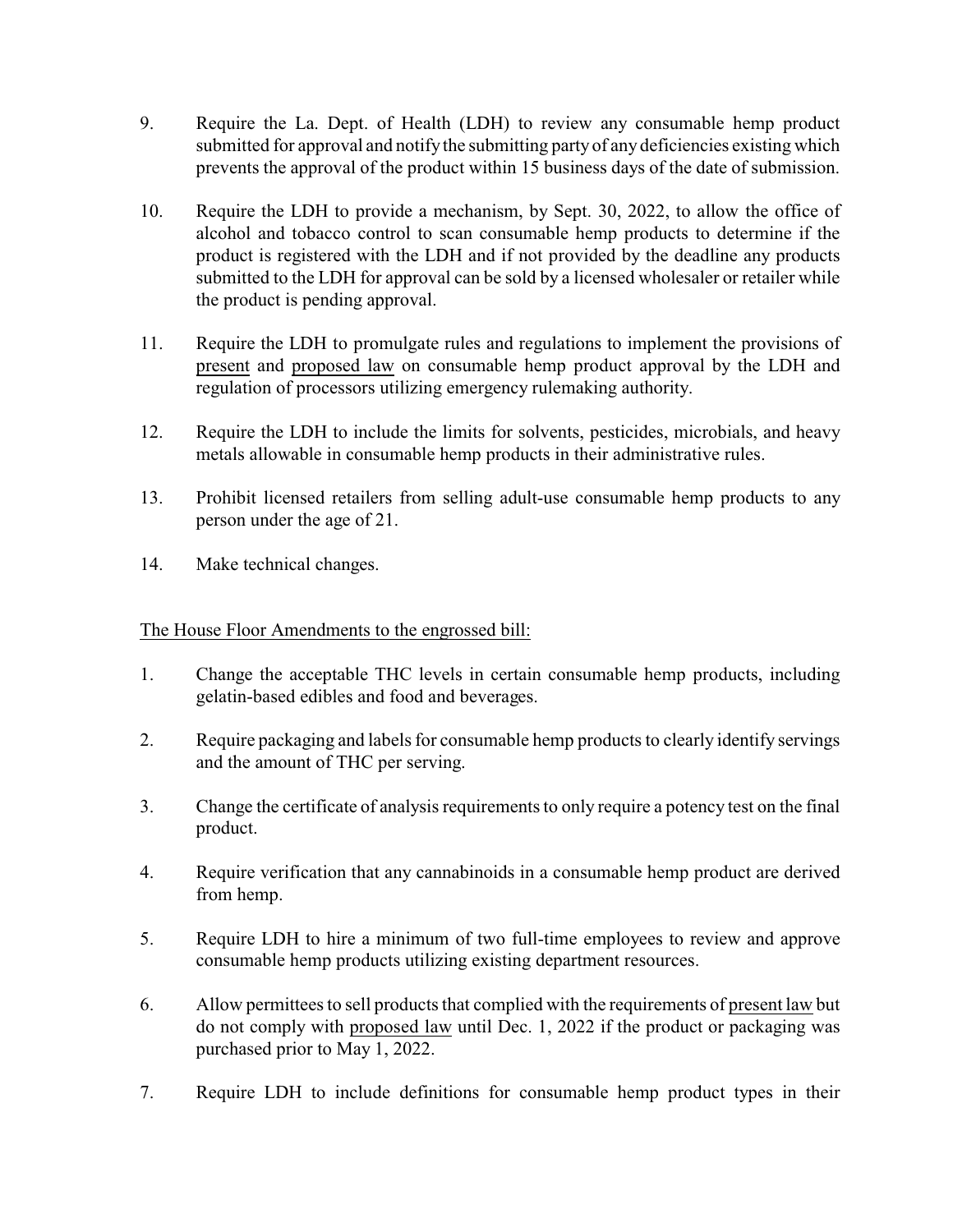9. Require the La. Dept. of Health (LDH) to review any consumable hemp product submitted for approval and notify the submitting party of any deficiencies existing which prevents the approval of the product within 15 business days of the date of submission.

10. Require the LDH to provide a mechanism, by Sept. 30, 2022, to allow the office of alcohol and tobacco control to scan consumable hemp products to determine if the product is registered with the LDH and if not provided by the deadline any products submitted to the LDH for approval can be sold by a licensed wholesaler or retailer while the product is pending approval.

11. Require the LDH to promulgate rules and regulations to implement the provisions of present and proposed law on consumable hemp product approval by the LDH and regulation of processors utilizing emergency rulemaking authority.

12. Require the LDH to include the limits for solvents, pesticides, microbials, and heavy metals allowable in consumable hemp products in their administrative rules.

13. Prohibit licensed retailers from selling adult-use consumable hemp products to any person under the age of 21.

14. Make technical changes.

The House Floor Amendments to the engrossed bill:

1. Change the acceptable THC levels in certain consumable hemp products, including gelatin-based edibles and food and beverages.

2. Require packaging and labels for consumable hemp products to clearly identify servings and the amount of THC per serving.

3. Change the certificate of analysis requirements to only require a potency test on the final product.

4. Require verification that any cannabinoids in a consumable hemp product are derived from hemp.

5. Require LDH to hire a minimum of two full-time employees to review and approve consumable hemp products utilizing existing department resources.

6. Allow permittees to sell products that complied with the requirements of present law but do not comply with proposed law until Dec. 1, 2022 if the product or packaging was purchased prior to May 1, 2022.

7. Require LDH to include definitions for consumable hemp product types in their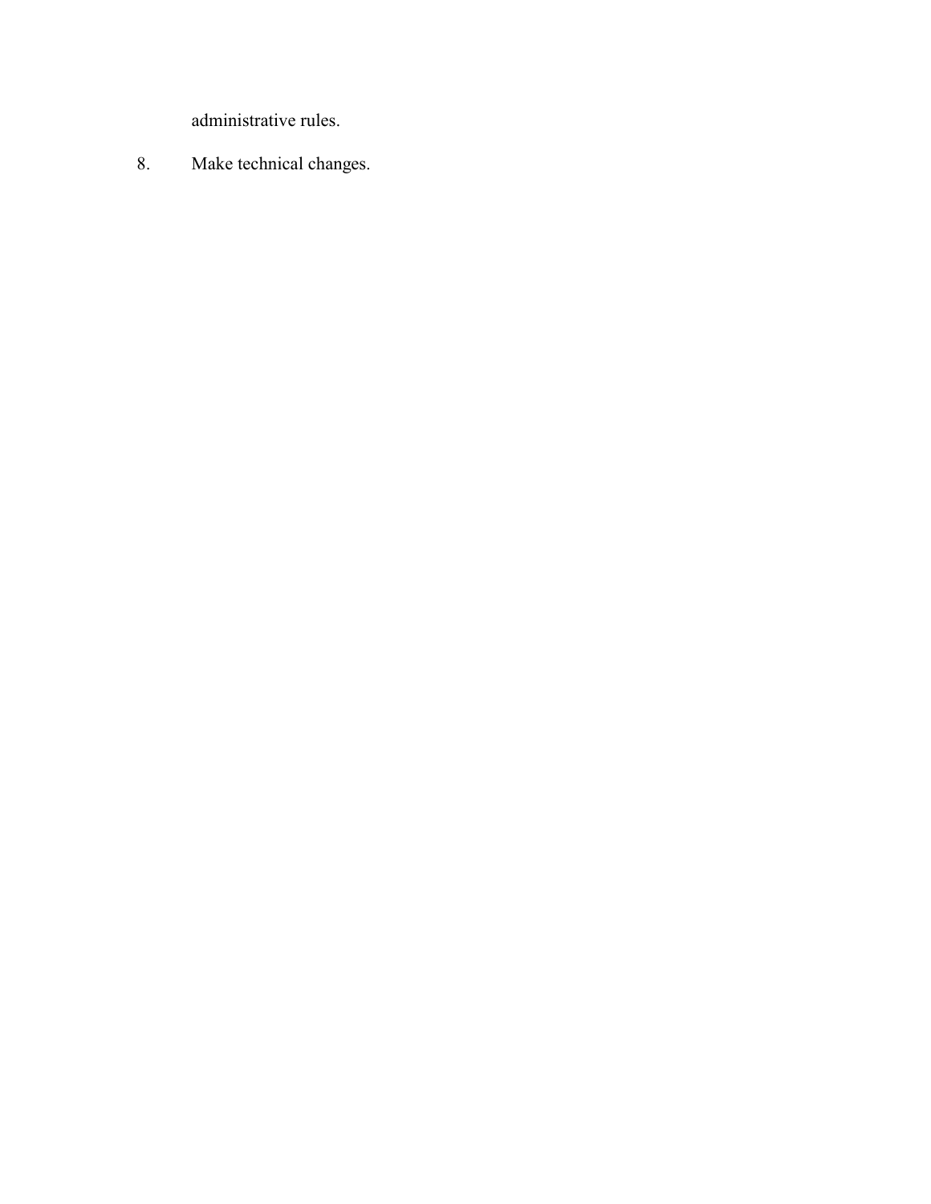administrative rules.

8. Make technical changes.